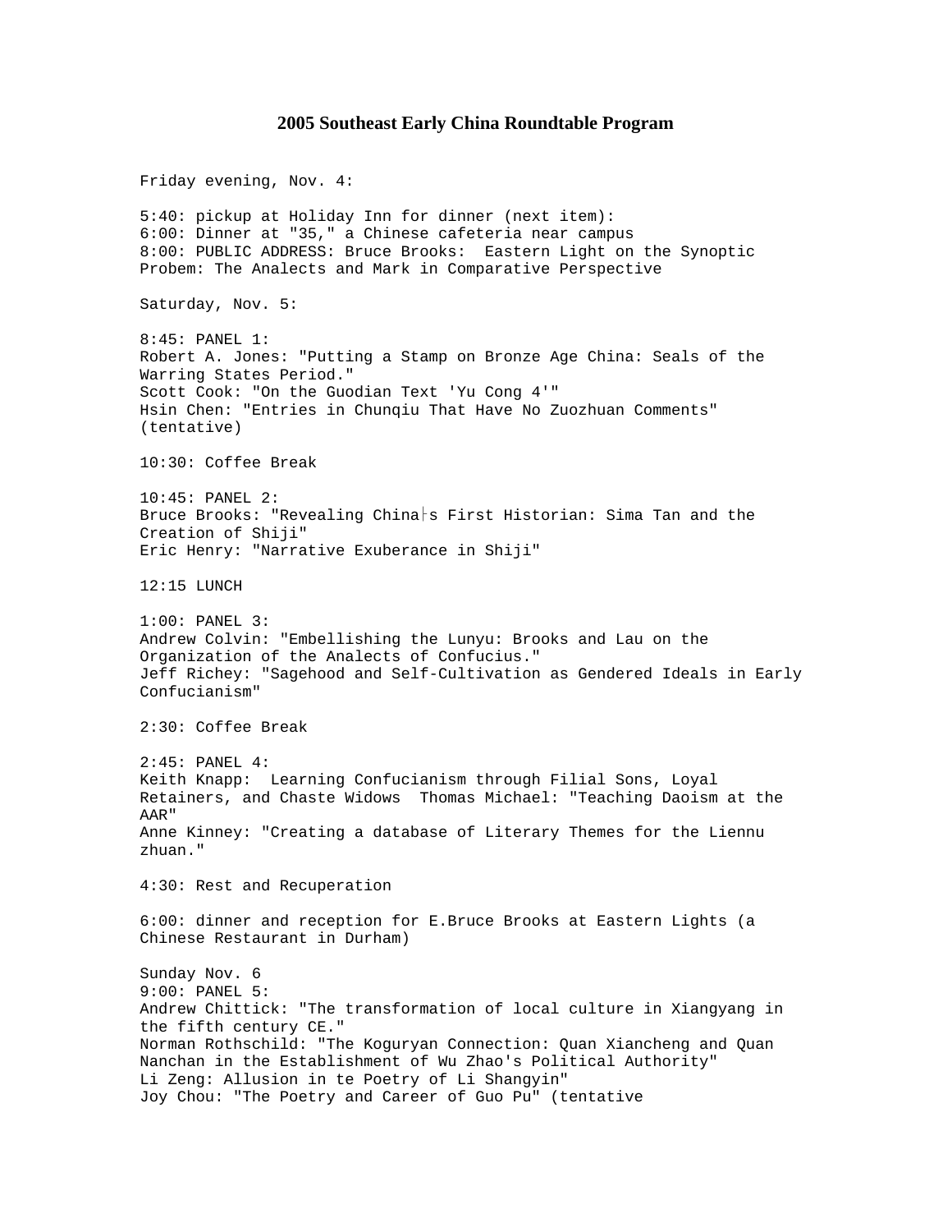# 2005 Southeast Early China Roundtable Program

Friday evening, Nov. 4:

5:40: pickup at Holiday Inn for dinner (next item):
6:00: Dinner at "35," a Chinese cafeteria near campus
8:00: PUBLIC ADDRESS: Bruce Brooks: Eastern Light on the Synoptic Probem: The Analects and Mark in Comparative Perspective

Saturday, Nov. 5:

8:45: PANEL 1:
Robert A. Jones: "Putting a Stamp on Bronze Age China: Seals of the Warring States Period."
Scott Cook: "On the Guodian Text 'Yu Cong 4'"
Hsin Chen: "Entries in Chunqiu That Have No Zuozhuan Comments" (tentative)

10:30: Coffee Break

10:45: PANEL 2:
Bruce Brooks: "Revealing China├s First Historian: Sima Tan and the Creation of Shiji"
Eric Henry: "Narrative Exuberance in Shiji"

12:15 LUNCH

1:00: PANEL 3:
Andrew Colvin: "Embellishing the Lunyu: Brooks and Lau on the Organization of the Analects of Confucius."
Jeff Richey: "Sagehood and Self-Cultivation as Gendered Ideals in Early Confucianism"

2:30: Coffee Break

2:45: PANEL 4:
Keith Knapp: Learning Confucianism through Filial Sons, Loyal Retainers, and Chaste Widows Thomas Michael: "Teaching Daoism at the AAR"
Anne Kinney: "Creating a database of Literary Themes for the Liennu zhuan."

4:30: Rest and Recuperation

6:00: dinner and reception for E.Bruce Brooks at Eastern Lights (a Chinese Restaurant in Durham)

Sunday Nov. 6
9:00: PANEL 5:
Andrew Chittick: "The transformation of local culture in Xiangyang in the fifth century CE."
Norman Rothschild: "The Koguryan Connection: Quan Xiancheng and Quan Nanchan in the Establishment of Wu Zhao's Political Authority"
Li Zeng: Allusion in te Poetry of Li Shangyin"
Joy Chou: "The Poetry and Career of Guo Pu" (tentative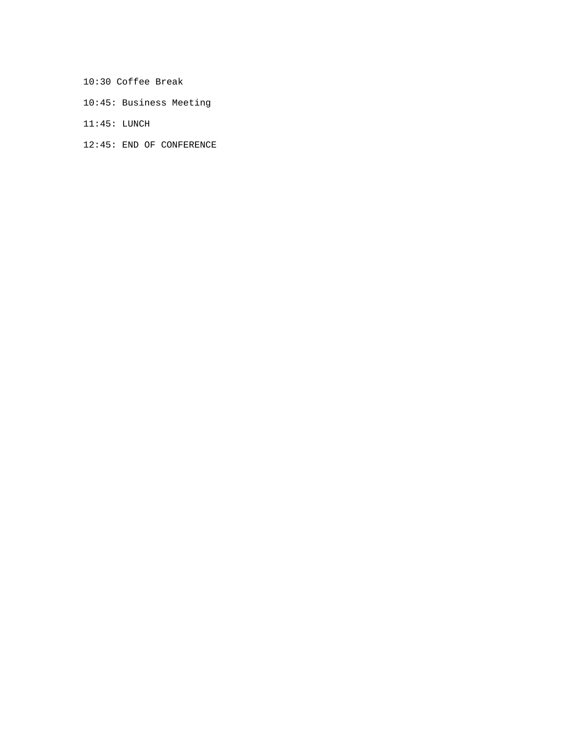10:30 Coffee Break

10:45: Business Meeting

11:45: LUNCH

12:45: END OF CONFERENCE